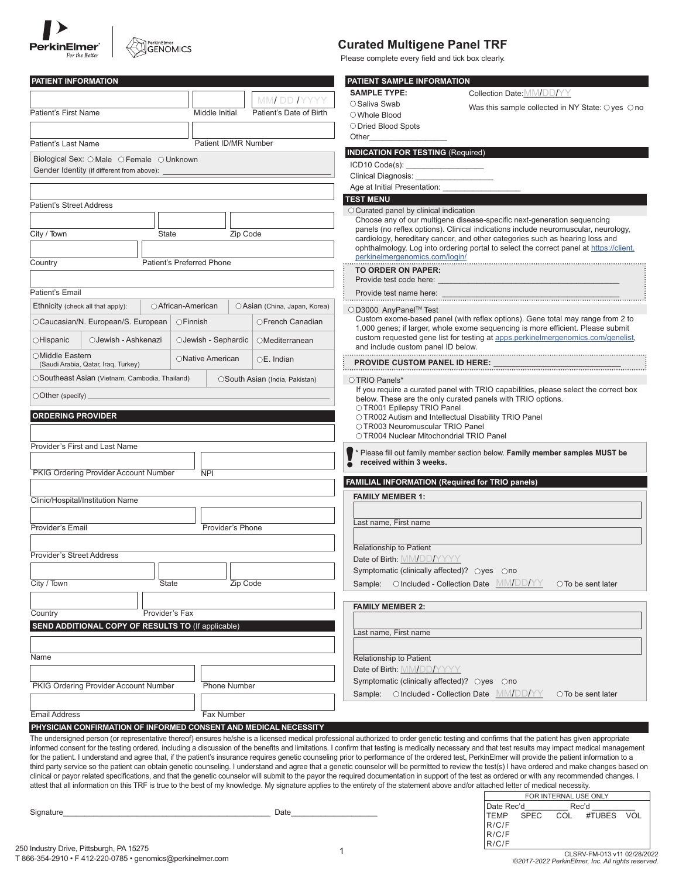PerkinElmer
*For the Better*

PerkinElmer GENOMICS

# Curated Multigene Panel TRF

Please complete every field and tick box clearly.

## PATIENT INFORMATION

Patient's First Name | Middle Initial | Patient's Date of Birth MM/ DD / YYYY

Patient's Last Name | Patient ID/MR Number

Biological Sex: ○ Male ○ Female ○ Unknown

Gender Identity (if different from above): ______________________

Patient's Street Address

City / Town | State | Zip Code

Country | Patient's Preferred Phone

Patient's Email

Ethnicity (check all that apply):

| | | | |
|---|---|---|---|
| ○African-American | | ○Asian (China, Japan, Korea) | |
| ○Caucasian/N. European/S. European | | ○Finnish | ○French Canadian |
| ○Hispanic | ○Jewish - Ashkenazi | ○Jewish - Sephardic | ○Mediterranean |
| ○Middle Eastern (Saudi Arabia, Qatar, Iraq, Turkey) | | ○Native American | ○E. Indian |
| ○Southeast Asian (Vietnam, Cambodia, Thailand) | | ○South Asian (India, Pakistan) | |

○Other (specify) ______________________

## ORDERING PROVIDER

Provider's First and Last Name

PKIG Ordering Provider Account Number | NPI

Clinic/Hospital/Institution Name

Provider's Email | Provider's Phone

Provider's Street Address

City / Town | State | Zip Code

Country | Provider's Fax

## SEND ADDITIONAL COPY OF RESULTS TO (If applicable)

Name

PKIG Ordering Provider Account Number | Phone Number

Email Address | Fax Number

## PATIENT SAMPLE INFORMATION

**SAMPLE TYPE:**

○ Saliva Swab

○ Whole Blood

○ Dried Blood Spots

Other__________________

Collection Date: MM/DD/YY

Was this sample collected in NY State: ○ yes ○ no

## INDICATION FOR TESTING (Required)

ICD10 Code(s): _________________

Clinical Diagnosis: _________________

Age at Initial Presentation: _________________

## TEST MENU

○ Curated panel by clinical indication

Choose any of our multigene disease-specific next-generation sequencing panels (no reflex options). Clinical indications include neuromuscular, neurology, cardiology, hereditary cancer, and other categories such as hearing loss and ophthalmology. Log into ordering portal to select the correct panel at https://client.perkinelmergenomics.com/login/

**TO ORDER ON PAPER:**

Provide test code here: ______________________________________

Provide test name here: ______________________________________

○ D3000 AnyPanel™ Test

Custom exome-based panel (with reflex options). Gene total may range from 2 to 1,000 genes; if larger, whole exome sequencing is more efficient. Please submit custom requested gene list for testing at apps.perkinelmergenomics.com/genelist, and include custom panel ID below.

**PROVIDE CUSTOM PANEL ID HERE:** ____________________________

○ TRIO Panels*

If you require a curated panel with TRIO capabilities, please select the correct box below. These are the only curated panels with TRIO options.

○ TR001 Epilepsy TRIO Panel

○ TR002 Autism and Intellectual Disability TRIO Panel

○ TR003 Neuromuscular TRIO Panel

○ TR004 Nuclear Mitochondrial TRIO Panel

! * Please fill out family member section below. **Family member samples MUST be received within 3 weeks.**

## FAMILIAL INFORMATION (Required for TRIO panels)

**FAMILY MEMBER 1:**

Last name, First name

Relationship to Patient

Date of Birth: MM/DD/YYYY

Symptomatic (clinically affected)? ○yes ○no

Sample: ○ Included - Collection Date MM/DD/YY ○ To be sent later

**FAMILY MEMBER 2:**

Last name, First name

Relationship to Patient

Date of Birth: MM/DD/YYYY

Symptomatic (clinically affected)? ○yes ○no

Sample: ○ Included - Collection Date MM/DD/YY ○ To be sent later

## PHYSICIAN CONFIRMATION OF INFORMED CONSENT AND MEDICAL NECESSITY

The undersigned person (or representative thereof) ensures he/she is a licensed medical professional authorized to order genetic testing and confirms that the patient has given appropriate informed consent for the testing ordered, including a discussion of the benefits and limitations. I confirm that testing is medically necessary and that test results may impact medical management for the patient. I understand and agree that, if the patient's insurance requires genetic counseling prior to performance of the ordered test, PerkinElmer will provide the patient information to a third party service so the patient can obtain genetic counseling. I understand and agree that a genetic counselor will be permitted to review the test(s) I have ordered and make changes based on clinical or payor related specifications, and that the genetic counselor will submit to the payor the required documentation in support of the test as ordered or with any recommended changes. I attest that all information on this TRF is true to the best of my knowledge. My signature applies to the entirety of the statement above and/or attached letter of medical necessity.

Signature______________________________________________ Date____________________

| FOR INTERNAL USE ONLY | | | | |
|---|---|---|---|---|
| Date Rec'd__________ | | Rec'd __________ | | |
| TEMP | SPEC | COL | #TUBES | VOL |
| R/C/F | | | | |
| R/C/F | | | | |
| R/C/F | | | | |

250 Industry Drive, Pittsburgh, PA 15275
T 866-354-2910 • F 412-220-0785 • genomics@perkinelmer.com

CLSRV-FM-013 v11 02/28/2022
©2017-2022 PerkinElmer, Inc. All rights reserved.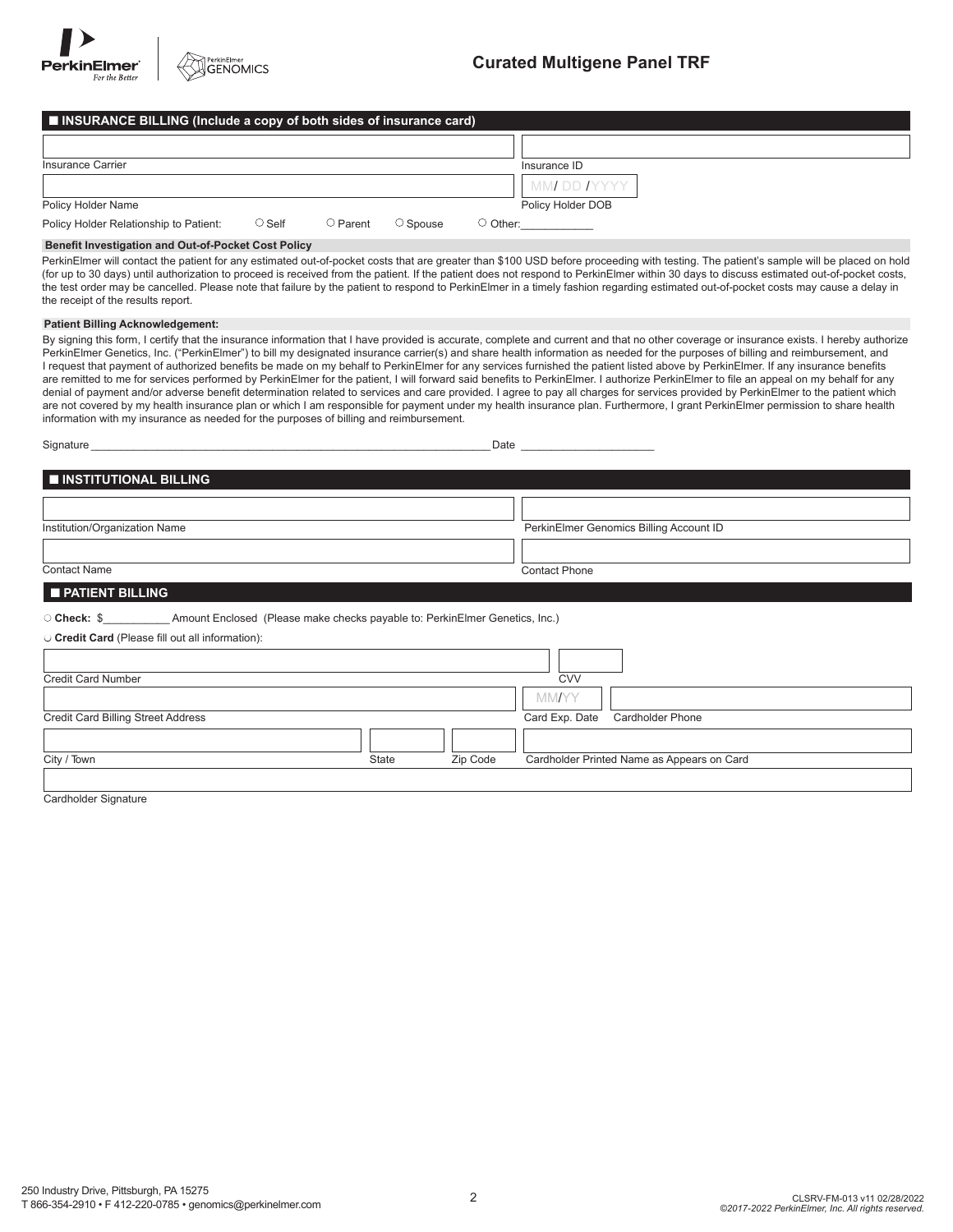## ■ INSURANCE BILLING (Include a copy of both sides of insurance card)

Insurance Carrier

Insurance ID

Policy Holder Name

Policy Holder DOB MM/ DD /YYYY

Policy Holder Relationship to Patient: ○ Self ○ Parent ○ Spouse ○ Other:___________

**Benefit Investigation and Out-of-Pocket Cost Policy**

PerkinElmer will contact the patient for any estimated out-of-pocket costs that are greater than $100 USD before proceeding with testing. The patient's sample will be placed on hold (for up to 30 days) until authorization to proceed is received from the patient. If the patient does not respond to PerkinElmer within 30 days to discuss estimated out-of-pocket costs, the test order may be cancelled. Please note that failure by the patient to respond to PerkinElmer in a timely fashion regarding estimated out-of-pocket costs may cause a delay in the receipt of the results report.

**Patient Billing Acknowledgement:**

By signing this form, I certify that the insurance information that I have provided is accurate, complete and current and that no other coverage or insurance exists. I hereby authorize PerkinElmer Genetics, Inc. ("PerkinElmer") to bill my designated insurance carrier(s) and share health information as needed for the purposes of billing and reimbursement, and I request that payment of authorized benefits be made on my behalf to PerkinElmer for any services furnished the patient listed above by PerkinElmer. If any insurance benefits are remitted to me for services performed by PerkinElmer for the patient, I will forward said benefits to PerkinElmer. I authorize PerkinElmer to file an appeal on my behalf for any denial of payment and/or adverse benefit determination related to services and care provided. I agree to pay all charges for services provided by PerkinElmer to the patient which are not covered by my health insurance plan or which I am responsible for payment under my health insurance plan. Furthermore, I grant PerkinElmer permission to share health information with my insurance as needed for the purposes of billing and reimbursement.

Signature _______________________________________________ Date ____________________

## ■ INSTITUTIONAL BILLING

Institution/Organization Name

PerkinElmer Genomics Billing Account ID

Contact Name

Contact Phone

## ■ PATIENT BILLING

○ **Check:** $__________ Amount Enclosed (Please make checks payable to: PerkinElmer Genetics, Inc.)

○ **Credit Card** (Please fill out all information):

Credit Card Number

CVV

Credit Card Billing Street Address

Card Exp. Date MM/YY

Cardholder Phone

City / Town

State

Zip Code

Cardholder Printed Name as Appears on Card

Cardholder Signature

250 Industry Drive, Pittsburgh, PA 15275
T 866-354-2910 • F 412-220-0785 • genomics@perkinelmer.com

CLSRV-FM-013 v11 02/28/2022
*©2017-2022 PerkinElmer, Inc. All rights reserved.*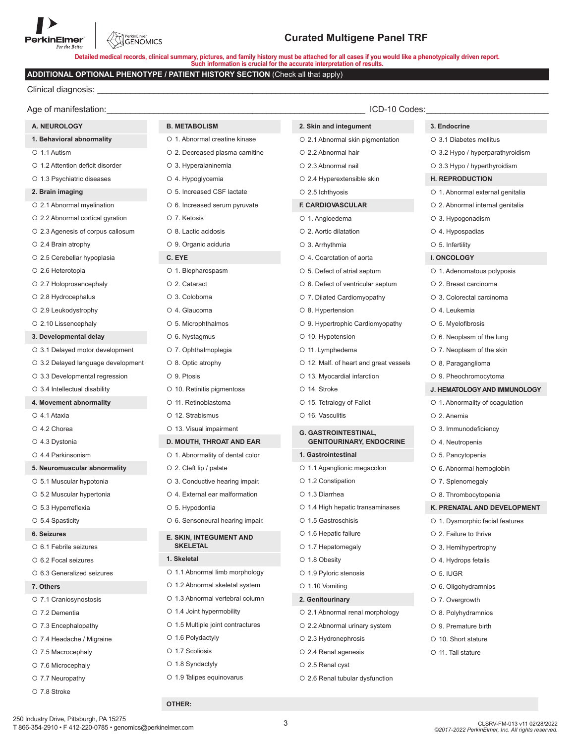# Curated Multigene Panel TRF

**Detailed medical records, clinical summary, pictures, and family history must be attached for all cases if you would like a phenotypically driven report. Such information is crucial for the accurate interpretation of results.**

## ADDITIONAL OPTIONAL PHENOTYPE / PATIENT HISTORY SECTION (Check all that apply)

Clinical diagnosis: ______________________________

Age of manifestation: ______________________________ ICD-10 Codes: ______________________________

### A. NEUROLOGY

**1. Behavioral abnormality**
- ○ 1.1 Autism
- ○ 1.2 Attention deficit disorder
- ○ 1.3 Psychiatric diseases

**2. Brain imaging**
- ○ 2.1 Abnormal myelination
- ○ 2.2 Abnormal cortical gyration
- ○ 2.3 Agenesis of corpus callosum
- ○ 2.4 Brain atrophy
- ○ 2.5 Cerebellar hypoplasia
- ○ 2.6 Heterotopia
- ○ 2.7 Holoprosencephaly
- ○ 2.8 Hydrocephalus
- ○ 2.9 Leukodystrophy
- ○ 2.10 Lissencephaly

**3. Developmental delay**
- ○ 3.1 Delayed motor development
- ○ 3.2 Delayed language development
- ○ 3.3 Developmental regression
- ○ 3.4 Intellectual disability

**4. Movement abnormality**
- ○ 4.1 Ataxia
- ○ 4.2 Chorea
- ○ 4.3 Dystonia
- ○ 4.4 Parkinsonism

**5. Neuromuscular abnormality**
- ○ 5.1 Muscular hypotonia
- ○ 5.2 Muscular hypertonia
- ○ 5.3 Hyperreflexia
- ○ 5.4 Spasticity

**6. Seizures**
- ○ 6.1 Febrile seizures
- ○ 6.2 Focal seizures
- ○ 6.3 Generalized seizures

**7. Others**
- ○ 7.1 Craniosynostosis
- ○ 7.2 Dementia
- ○ 7.3 Encephalopathy
- ○ 7.4 Headache / Migraine
- ○ 7.5 Macrocephaly
- ○ 7.6 Microcephaly
- ○ 7.7 Neuropathy
- ○ 7.8 Stroke

### B. METABOLISM
- ○ 1. Abnormal creatine kinase
- ○ 2. Decreased plasma carnitine
- ○ 3. Hyperalaninemia
- ○ 4. Hypoglycemia
- ○ 5. Increased CSF lactate
- ○ 6. Increased serum pyruvate
- ○ 7. Ketosis
- ○ 8. Lactic acidosis
- ○ 9. Organic aciduria

### C. EYE
- ○ 1. Blepharospasm
- ○ 2. Cataract
- ○ 3. Coloboma
- ○ 4. Glaucoma
- ○ 5. Microphthalmos
- ○ 6. Nystagmus
- ○ 7. Ophthalmoplegia
- ○ 8. Optic atrophy
- ○ 9. Ptosis
- ○ 10. Retinitis pigmentosa
- ○ 11. Retinoblastoma
- ○ 12. Strabismus
- ○ 13. Visual impairment

### D. MOUTH, THROAT AND EAR
- ○ 1. Abnormality of dental color
- ○ 2. Cleft lip / palate
- ○ 3. Conductive hearing impair.
- ○ 4. External ear malformation
- ○ 5. Hypodontia
- ○ 6. Sensoneural hearing impair.

### E. SKIN, INTEGUMENT AND SKELETAL

**1. Skeletal**
- ○ 1.1 Abnormal limb morphology
- ○ 1.2 Abnormal skeletal system
- ○ 1.3 Abnormal vertebral column
- ○ 1.4 Joint hypermobility
- ○ 1.5 Multiple joint contractures
- ○ 1.6 Polydactyly
- ○ 1.7 Scoliosis
- ○ 1.8 Syndactyly
- ○ 1.9 Talipes equinovarus

**2. Skin and integument**
- ○ 2.1 Abnormal skin pigmentation
- ○ 2.2 Abnormal hair
- ○ 2.3 Abnormal nail
- ○ 2.4 Hyperextensible skin
- ○ 2.5 Ichthyosis

### F. CARDIOVASCULAR
- ○ 1. Angioedema
- ○ 2. Aortic dilatation
- ○ 3. Arrhythmia
- ○ 4. Coarctation of aorta
- ○ 5. Defect of atrial septum
- ○ 6. Defect of ventricular septum
- ○ 7. Dilated Cardiomyopathy
- ○ 8. Hypertension
- ○ 9. Hypertrophic Cardiomyopathy
- ○ 10. Hypotension
- ○ 11. Lymphedema
- ○ 12. Malf. of heart and great vessels
- ○ 13. Myocardial infarction
- ○ 14. Stroke
- ○ 15. Tetralogy of Fallot
- ○ 16. Vasculitis

### G. GASTROINTESTINAL, GENITOURINARY, ENDOCRINE

**1. Gastrointestinal**
- ○ 1.1 Aganglionic megacolon
- ○ 1.2 Constipation
- ○ 1.3 Diarrhea
- ○ 1.4 High hepatic transaminases
- ○ 1.5 Gastroschisis
- ○ 1.6 Hepatic failure
- ○ 1.7 Hepatomegaly
- ○ 1.8 Obesity
- ○ 1.9 Pyloric stenosis
- ○ 1.10 Vomiting

**2. Genitourinary**
- ○ 2.1 Abnormal renal morphology
- ○ 2.2 Abnormal urinary system
- ○ 2.3 Hydronephrosis
- ○ 2.4 Renal agenesis
- ○ 2.5 Renal cyst
- ○ 2.6 Renal tubular dysfunction

**3. Endocrine**
- ○ 3.1 Diabetes mellitus
- ○ 3.2 Hypo / hyperparathyroidism
- ○ 3.3 Hypo / hyperthyroidism

### H. REPRODUCTION
- ○ 1. Abnormal external genitalia
- ○ 2. Abnormal internal genitalia
- ○ 3. Hypogonadism
- ○ 4. Hypospadias
- ○ 5. Infertility

### I. ONCOLOGY
- ○ 1. Adenomatous polyposis
- ○ 2. Breast carcinoma
- ○ 3. Colorectal carcinoma
- ○ 4. Leukemia
- ○ 5. Myelofibrosis
- ○ 6. Neoplasm of the lung
- ○ 7. Neoplasm of the skin
- ○ 8. Paraganglioma
- ○ 9. Pheochromocytoma

### J. HEMATOLOGY AND IMMUNOLOGY
- ○ 1. Abnormality of coagulation
- ○ 2. Anemia
- ○ 3. Immunodeficiency
- ○ 4. Neutropenia
- ○ 5. Pancytopenia
- ○ 6. Abnormal hemoglobin
- ○ 7. Splenomegaly
- ○ 8. Thrombocytopenia

### K. PRENATAL AND DEVELOPMENT
- ○ 1. Dysmorphic facial features
- ○ 2. Failure to thrive
- ○ 3. Hemihypertrophy
- ○ 4. Hydrops fetalis
- ○ 5. IUGR
- ○ 6. Oligohydramnios
- ○ 7. Overgrowth
- ○ 8. Polyhydramnios
- ○ 9. Premature birth
- ○ 10. Short stature
- ○ 11. Tall stature

**OTHER:**

250 Industry Drive, Pittsburgh, PA 15275
T 866-354-2910 • F 412-220-0785 • genomics@perkinelmer.com

CLSRV-FM-013 v11 02/28/2022
*©2017-2022 PerkinElmer, Inc. All rights reserved.*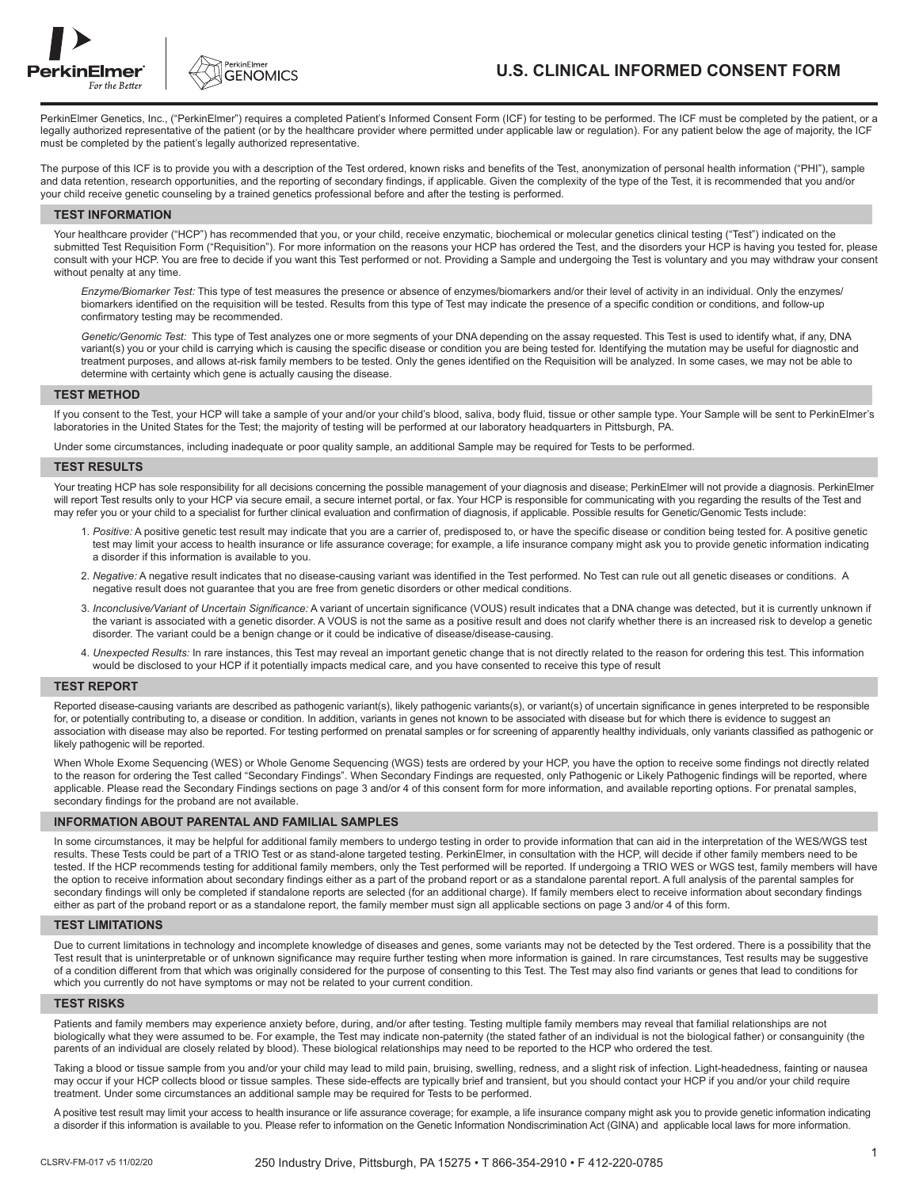# U.S. CLINICAL INFORMED CONSENT FORM

PerkinElmer Genetics, Inc., ("PerkinElmer") requires a completed Patient's Informed Consent Form (ICF) for testing to be performed. The ICF must be completed by the patient, or a legally authorized representative of the patient (or by the healthcare provider where permitted under applicable law or regulation). For any patient below the age of majority, the ICF must be completed by the patient's legally authorized representative.

The purpose of this ICF is to provide you with a description of the Test ordered, known risks and benefits of the Test, anonymization of personal health information ("PHI"), sample and data retention, research opportunities, and the reporting of secondary findings, if applicable. Given the complexity of the type of the Test, it is recommended that you and/or your child receive genetic counseling by a trained genetics professional before and after the testing is performed.

## TEST INFORMATION

Your healthcare provider ("HCP") has recommended that you, or your child, receive enzymatic, biochemical or molecular genetics clinical testing ("Test") indicated on the submitted Test Requisition Form ("Requisition"). For more information on the reasons your HCP has ordered the Test, and the disorders your HCP is having you tested for, please consult with your HCP. You are free to decide if you want this Test performed or not. Providing a Sample and undergoing the Test is voluntary and you may withdraw your consent without penalty at any time.

*Enzyme/Biomarker Test:* This type of test measures the presence or absence of enzymes/biomarkers and/or their level of activity in an individual. Only the enzymes/biomarkers identified on the requisition will be tested. Results from this type of Test may indicate the presence of a specific condition or conditions, and follow-up confirmatory testing may be recommended.

*Genetic/Genomic Test:* This type of Test analyzes one or more segments of your DNA depending on the assay requested. This Test is used to identify what, if any, DNA variant(s) you or your child is carrying which is causing the specific disease or condition you are being tested for. Identifying the mutation may be useful for diagnostic and treatment purposes, and allows at-risk family members to be tested. Only the genes identified on the Requisition will be analyzed. In some cases, we may not be able to determine with certainty which gene is actually causing the disease.

## TEST METHOD

If you consent to the Test, your HCP will take a sample of your and/or your child's blood, saliva, body fluid, tissue or other sample type. Your Sample will be sent to PerkinElmer's laboratories in the United States for the Test; the majority of testing will be performed at our laboratory headquarters in Pittsburgh, PA.

Under some circumstances, including inadequate or poor quality sample, an additional Sample may be required for Tests to be performed.

## TEST RESULTS

Your treating HCP has sole responsibility for all decisions concerning the possible management of your diagnosis and disease; PerkinElmer will not provide a diagnosis. PerkinElmer will report Test results only to your HCP via secure email, a secure internet portal, or fax. Your HCP is responsible for communicating with you regarding the results of the Test and may refer you or your child to a specialist for further clinical evaluation and confirmation of diagnosis, if applicable. Possible results for Genetic/Genomic Tests include:

1. *Positive:* A positive genetic test result may indicate that you are a carrier of, predisposed to, or have the specific disease or condition being tested for. A positive genetic test may limit your access to health insurance or life assurance coverage; for example, a life insurance company might ask you to provide genetic information indicating a disorder if this information is available to you.
2. *Negative:* A negative result indicates that no disease-causing variant was identified in the Test performed. No Test can rule out all genetic diseases or conditions. A negative result does not guarantee that you are free from genetic disorders or other medical conditions.
3. *Inconclusive/Variant of Uncertain Significance:* A variant of uncertain significance (VOUS) result indicates that a DNA change was detected, but it is currently unknown if the variant is associated with a genetic disorder. A VOUS is not the same as a positive result and does not clarify whether there is an increased risk to develop a genetic disorder. The variant could be a benign change or it could be indicative of disease/disease-causing.
4. *Unexpected Results:* In rare instances, this Test may reveal an important genetic change that is not directly related to the reason for ordering this test. This information would be disclosed to your HCP if it potentially impacts medical care, and you have consented to receive this type of result

## TEST REPORT

Reported disease-causing variants are described as pathogenic variant(s), likely pathogenic variants(s), or variant(s) of uncertain significance in genes interpreted to be responsible for, or potentially contributing to, a disease or condition. In addition, variants in genes not known to be associated with disease but for which there is evidence to suggest an association with disease may also be reported. For testing performed on prenatal samples or for screening of apparently healthy individuals, only variants classified as pathogenic or likely pathogenic will be reported.

When Whole Exome Sequencing (WES) or Whole Genome Sequencing (WGS) tests are ordered by your HCP, you have the option to receive some findings not directly related to the reason for ordering the Test called "Secondary Findings". When Secondary Findings are requested, only Pathogenic or Likely Pathogenic findings will be reported, where applicable. Please read the Secondary Findings sections on page 3 and/or 4 of this consent form for more information, and available reporting options. For prenatal samples, secondary findings for the proband are not available.

## INFORMATION ABOUT PARENTAL AND FAMILIAL SAMPLES

In some circumstances, it may be helpful for additional family members to undergo testing in order to provide information that can aid in the interpretation of the WES/WGS test results. These Tests could be part of a TRIO Test or as stand-alone targeted testing. PerkinElmer, in consultation with the HCP, will decide if other family members need to be tested. If the HCP recommends testing for additional family members, only the Test performed will be reported. If undergoing a TRIO WES or WGS test, family members will have the option to receive information about secondary findings either as a part of the proband report or as a standalone parental report. A full analysis of the parental samples for secondary findings will only be completed if standalone reports are selected (for an additional charge). If family members elect to receive information about secondary findings either as part of the proband report or as a standalone report, the family member must sign all applicable sections on page 3 and/or 4 of this form.

## TEST LIMITATIONS

Due to current limitations in technology and incomplete knowledge of diseases and genes, some variants may not be detected by the Test ordered. There is a possibility that the Test result that is uninterpretable or of unknown significance may require further testing when more information is gained. In rare circumstances, Test results may be suggestive of a condition different from that which was originally considered for the purpose of consenting to this Test. The Test may also find variants or genes that lead to conditions for which you currently do not have symptoms or may not be related to your current condition.

## TEST RISKS

Patients and family members may experience anxiety before, during, and/or after testing. Testing multiple family members may reveal that familial relationships are not biologically what they were assumed to be. For example, the Test may indicate non-paternity (the stated father of an individual is not the biological father) or consanguinity (the parents of an individual are closely related by blood). These biological relationships may need to be reported to the HCP who ordered the test.

Taking a blood or tissue sample from you and/or your child may lead to mild pain, bruising, swelling, redness, and a slight risk of infection. Light-headedness, fainting or nausea may occur if your HCP collects blood or tissue samples. These side-effects are typically brief and transient, but you should contact your HCP if you and/or your child require treatment. Under some circumstances an additional sample may be required for Tests to be performed.

A positive test result may limit your access to health insurance or life assurance coverage; for example, a life insurance company might ask you to provide genetic information indicating a disorder if this information is available to you. Please refer to information on the Genetic Information Nondiscrimination Act (GINA) and applicable local laws for more information.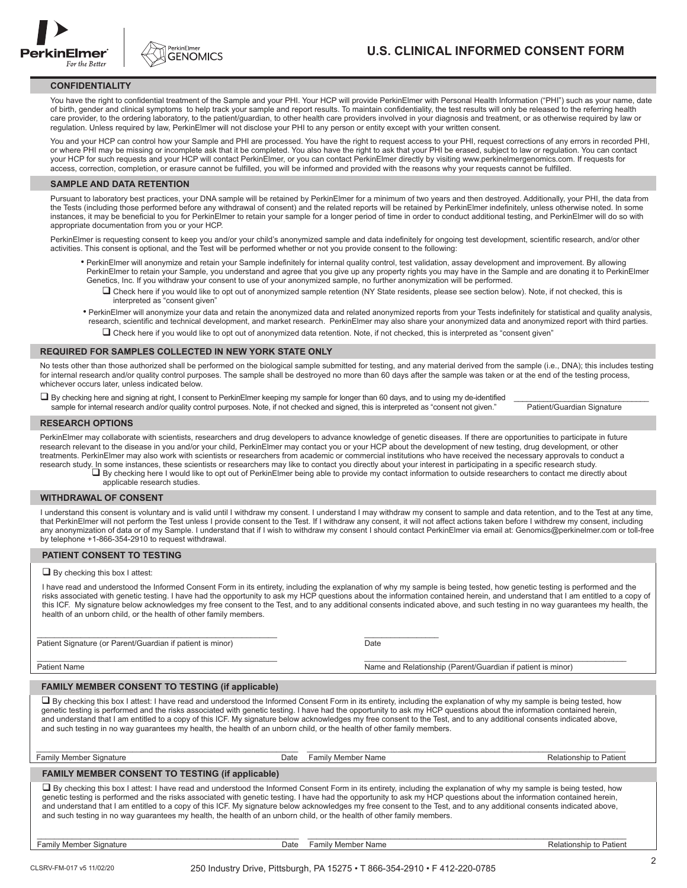# U.S. CLINICAL INFORMED CONSENT FORM

## CONFIDENTIALITY

You have the right to confidential treatment of the Sample and your PHI. Your HCP will provide PerkinElmer with Personal Health Information ("PHI") such as your name, date of birth, gender and clinical symptoms to help track your sample and report results. To maintain confidentiality, the test results will only be released to the referring health care provider, to the ordering laboratory, to the patient/guardian, to other health care providers involved in your diagnosis and treatment, or as otherwise required by law or regulation. Unless required by law, PerkinElmer will not disclose your PHI to any person or entity except with your written consent.

You and your HCP can control how your Sample and PHI are processed. You have the right to request access to your PHI, request corrections of any errors in recorded PHI, or where PHI may be missing or incomplete ask that it be completed. You also have the right to ask that your PHI be erased, subject to law or regulation. You can contact your HCP for such requests and your HCP will contact PerkinElmer, or you can contact PerkinElmer directly by visiting www.perkinelmergenomics.com. If requests for access, correction, completion, or erasure cannot be fulfilled, you will be informed and provided with the reasons why your requests cannot be fulfilled.

## SAMPLE AND DATA RETENTION

Pursuant to laboratory best practices, your DNA sample will be retained by PerkinElmer for a minimum of two years and then destroyed. Additionally, your PHI, the data from the Tests (including those performed before any withdrawal of consent) and the related reports will be retained by PerkinElmer indefinitely, unless otherwise noted. In some instances, it may be beneficial to you for PerkinElmer to retain your sample for a longer period of time in order to conduct additional testing, and PerkinElmer will do so with appropriate documentation from you or your HCP.

PerkinElmer is requesting consent to keep you and/or your child's anonymized sample and data indefinitely for ongoing test development, scientific research, and/or other activities. This consent is optional, and the Test will be performed whether or not you provide consent to the following:

- PerkinElmer will anonymize and retain your Sample indefinitely for internal quality control, test validation, assay development and improvement. By allowing PerkinElmer to retain your Sample, you understand and agree that you give up any property rights you may have in the Sample and are donating it to PerkinElmer Genetics, Inc. If you withdraw your consent to use of your anonymized sample, no further anonymization will be performed.
  - ☐ Check here if you would like to opt out of anonymized sample retention (NY State residents, please see section below). Note, if not checked, this is interpreted as "consent given"
- PerkinElmer will anonymize your data and retain the anonymized data and related anonymized reports from your Tests indefinitely for statistical and quality analysis, research, scientific and technical development, and market research. PerkinElmer may also share your anonymized data and anonymized report with third parties.
  - ☐ Check here if you would like to opt out of anonymized data retention. Note, if not checked, this is interpreted as "consent given"

## REQUIRED FOR SAMPLES COLLECTED IN NEW YORK STATE ONLY

No tests other than those authorized shall be performed on the biological sample submitted for testing, and any material derived from the sample (i.e., DNA); this includes testing for internal research and/or quality control purposes. The sample shall be destroyed no more than 60 days after the sample was taken or at the end of the testing process, whichever occurs later, unless indicated below.

☐ By checking here and signing at right, I consent to PerkinElmer keeping my sample for longer than 60 days, and to using my de-identified sample for internal research and/or quality control purposes. Note, if not checked and signed, this is interpreted as "consent not given."

______________________________
Patient/Guardian Signature

## RESEARCH OPTIONS

PerkinElmer may collaborate with scientists, researchers and drug developers to advance knowledge of genetic diseases. If there are opportunities to participate in future research relevant to the disease in you and/or your child, PerkinElmer may contact you or your HCP about the development of new testing, drug development, or other treatments. PerkinElmer may also work with scientists or researchers from academic or commercial institutions who have received the necessary approvals to conduct a research study. In some instances, these scientists or researchers may like to contact you directly about your interest in participating in a specific research study.

☐ By checking here I would like to opt out of PerkinElmer being able to provide my contact information to outside researchers to contact me directly about applicable research studies.

## WITHDRAWAL OF CONSENT

I understand this consent is voluntary and is valid until I withdraw my consent. I understand I may withdraw my consent to sample and data retention, and to the Test at any time, that PerkinElmer will not perform the Test unless I provide consent to the Test. If I withdraw any consent, it will not affect actions taken before I withdrew my consent, including any anonymization of data or of my Sample. I understand that if I wish to withdraw my consent I should contact PerkinElmer via email at: Genomics@perkinelmer.com or toll-free by telephone +1-866-354-2910 to request withdrawal.

## PATIENT CONSENT TO TESTING

☐ By checking this box I attest:

I have read and understood the Informed Consent Form in its entirety, including the explanation of why my sample is being tested, how genetic testing is performed and the risks associated with genetic testing. I have had the opportunity to ask my HCP questions about the information contained herein, and understand that I am entitled to a copy of this ICF. My signature below acknowledges my free consent to the Test, and to any additional consents indicated above, and such testing in no way guarantees my health, the health of an unborn child, or the health of other family members.

______________________________ Patient Signature (or Parent/Guardian if patient is minor)

______________________________ Date

______________________________ Patient Name

______________________________ Name and Relationship (Parent/Guardian if patient is minor)

## FAMILY MEMBER CONSENT TO TESTING (if applicable)

☐ By checking this box I attest: I have read and understood the Informed Consent Form in its entirety, including the explanation of why my sample is being tested, how genetic testing is performed and the risks associated with genetic testing. I have had the opportunity to ask my HCP questions about the information contained herein, and understand that I am entitled to a copy of this ICF. My signature below acknowledges my free consent to the Test, and to any additional consents indicated above, and such testing in no way guarantees my health, the health of an unborn child, or the health of other family members.

______________________________ Family Member Signature ______ Date

______________________________ Family Member Name ______ Relationship to Patient

## FAMILY MEMBER CONSENT TO TESTING (if applicable)

☐ By checking this box I attest: I have read and understood the Informed Consent Form in its entirety, including the explanation of why my sample is being tested, how genetic testing is performed and the risks associated with genetic testing. I have had the opportunity to ask my HCP questions about the information contained herein, and understand that I am entitled to a copy of this ICF. My signature below acknowledges my free consent to the Test, and to any additional consents indicated above, and such testing in no way guarantees my health, the health of an unborn child, or the health of other family members.

______________________________ Family Member Signature ______ Date

______________________________ Family Member Name ______ Relationship to Patient

CLSRV-FM-017 v5 11/02/20

250 Industry Drive, Pittsburgh, PA 15275 • T 866-354-2910 • F 412-220-0785